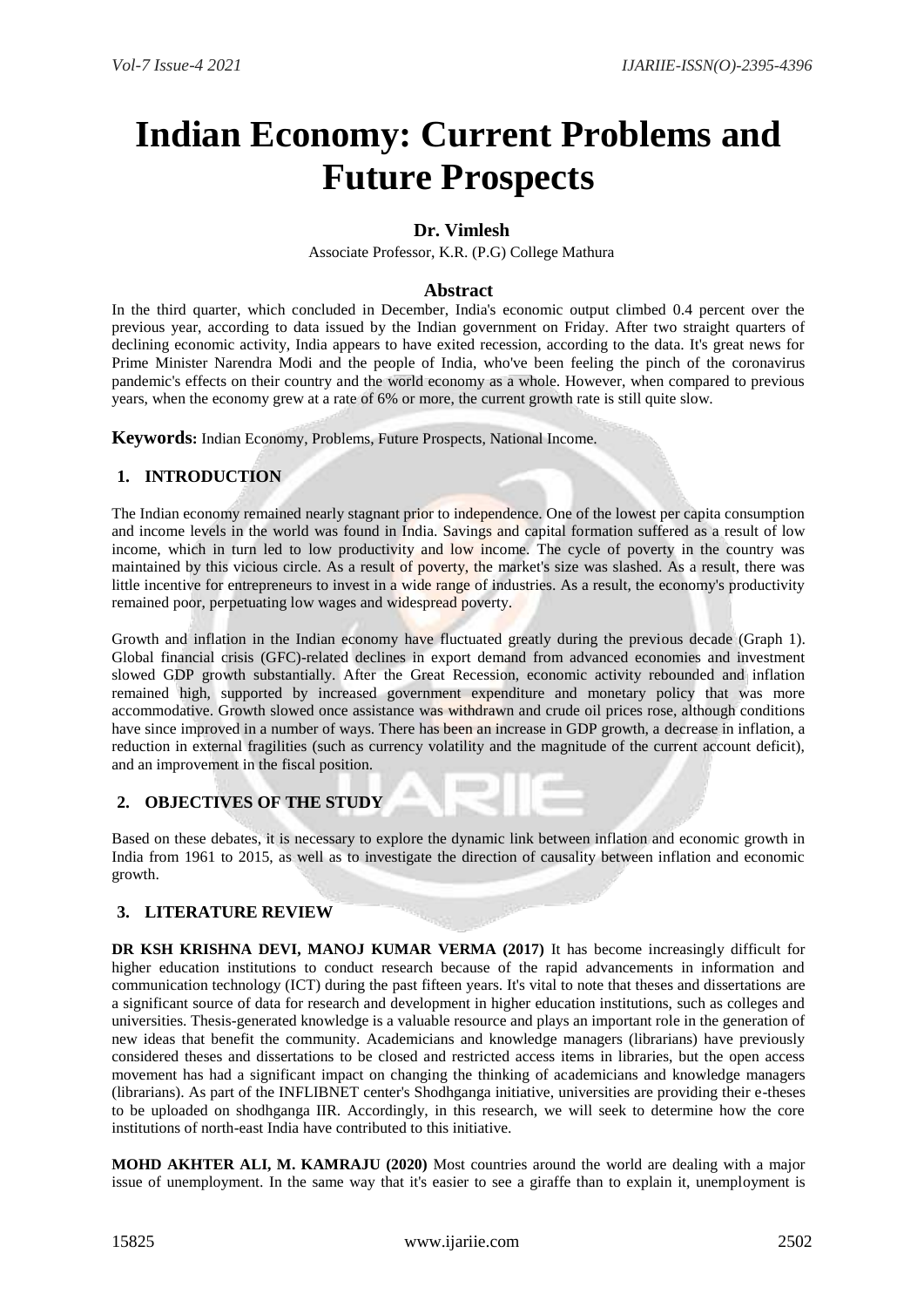# Indian Economy: Current Problems and Future Prospects

**Dr. Vimlesh**

Associate Professor, K.R. (P.G) College Mathura

## Abstract

In the third quarter, which concluded in December, India's economic output climbed 0.4 percent over the previous year, according to data issued by the Indian government on Friday. After two straight quarters of declining economic activity, India appears to have exited recession, according to the data. It's great news for Prime Minister Narendra Modi and the people of India, who've been feeling the pinch of the coronavirus pandemic's effects on their country and the world economy as a whole. However, when compared to previous years, when the economy grew at a rate of 6% or more, the current growth rate is still quite slow.

**Keywords:** Indian Economy, Problems, Future Prospects, National Income.

## 1. INTRODUCTION

The Indian economy remained nearly stagnant prior to independence. One of the lowest per capita consumption and income levels in the world was found in India. Savings and capital formation suffered as a result of low income, which in turn led to low productivity and low income. The cycle of poverty in the country was maintained by this vicious circle. As a result of poverty, the market's size was slashed. As a result, there was little incentive for entrepreneurs to invest in a wide range of industries. As a result, the economy's productivity remained poor, perpetuating low wages and widespread poverty.

Growth and inflation in the Indian economy have fluctuated greatly during the previous decade (Graph 1). Global financial crisis (GFC)-related declines in export demand from advanced economies and investment slowed GDP growth substantially. After the Great Recession, economic activity rebounded and inflation remained high, supported by increased government expenditure and monetary policy that was more accommodative. Growth slowed once assistance was withdrawn and crude oil prices rose, although conditions have since improved in a number of ways. There has been an increase in GDP growth, a decrease in inflation, a reduction in external fragilities (such as currency volatility and the magnitude of the current account deficit), and an improvement in the fiscal position.

## 2. OBJECTIVES OF THE STUDY

Based on these debates, it is necessary to explore the dynamic link between inflation and economic growth in India from 1961 to 2015, as well as to investigate the direction of causality between inflation and economic growth.

## 3. LITERATURE REVIEW

**DR KSH KRISHNA DEVI, MANOJ KUMAR VERMA (2017)** It has become increasingly difficult for higher education institutions to conduct research because of the rapid advancements in information and communication technology (ICT) during the past fifteen years. It's vital to note that theses and dissertations are a significant source of data for research and development in higher education institutions, such as colleges and universities. Thesis-generated knowledge is a valuable resource and plays an important role in the generation of new ideas that benefit the community. Academicians and knowledge managers (librarians) have previously considered theses and dissertations to be closed and restricted access items in libraries, but the open access movement has had a significant impact on changing the thinking of academicians and knowledge managers (librarians). As part of the INFLIBNET center's Shodhganga initiative, universities are providing their e-theses to be uploaded on shodhganga IIR. Accordingly, in this research, we will seek to determine how the core institutions of north-east India have contributed to this initiative.

**MOHD AKHTER ALI, M. KAMRAJU (2020)** Most countries around the world are dealing with a major issue of unemployment. In the same way that it's easier to see a giraffe than to explain it, unemployment is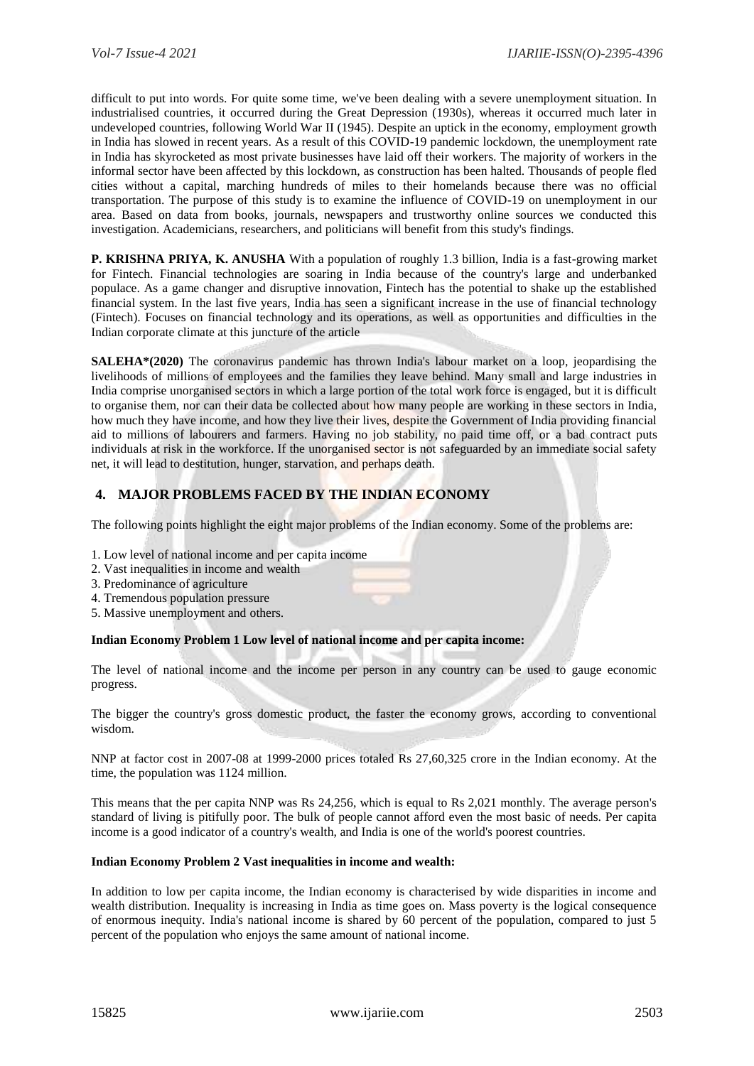difficult to put into words. For quite some time, we've been dealing with a severe unemployment situation. In industrialised countries, it occurred during the Great Depression (1930s), whereas it occurred much later in undeveloped countries, following World War II (1945). Despite an uptick in the economy, employment growth in India has slowed in recent years. As a result of this COVID-19 pandemic lockdown, the unemployment rate in India has skyrocketed as most private businesses have laid off their workers. The majority of workers in the informal sector have been affected by this lockdown, as construction has been halted. Thousands of people fled cities without a capital, marching hundreds of miles to their homelands because there was no official transportation. The purpose of this study is to examine the influence of COVID-19 on unemployment in our area. Based on data from books, journals, newspapers and trustworthy online sources we conducted this investigation. Academicians, researchers, and politicians will benefit from this study's findings.

**P. KRISHNA PRIYA, K. ANUSHA** With a population of roughly 1.3 billion, India is a fast-growing market for Fintech. Financial technologies are soaring in India because of the country's large and underbanked populace. As a game changer and disruptive innovation, Fintech has the potential to shake up the established financial system. In the last five years, India has seen a significant increase in the use of financial technology (Fintech). Focuses on financial technology and its operations, as well as opportunities and difficulties in the Indian corporate climate at this juncture of the article

**SALEHA*(2020)** The coronavirus pandemic has thrown India's labour market on a loop, jeopardising the livelihoods of millions of employees and the families they leave behind. Many small and large industries in India comprise unorganised sectors in which a large portion of the total work force is engaged, but it is difficult to organise them, nor can their data be collected about how many people are working in these sectors in India, how much they have income, and how they live their lives, despite the Government of India providing financial aid to millions of labourers and farmers. Having no job stability, no paid time off, or a bad contract puts individuals at risk in the workforce. If the unorganised sector is not safeguarded by an immediate social safety net, it will lead to destitution, hunger, starvation, and perhaps death.

## 4. MAJOR PROBLEMS FACED BY THE INDIAN ECONOMY

The following points highlight the eight major problems of the Indian economy. Some of the problems are:

1. Low level of national income and per capita income
2. Vast inequalities in income and wealth
3. Predominance of agriculture
4. Tremendous population pressure
5. Massive unemployment and others.

**Indian Economy Problem 1 Low level of national income and per capita income:**

The level of national income and the income per person in any country can be used to gauge economic progress.

The bigger the country's gross domestic product, the faster the economy grows, according to conventional wisdom.

NNP at factor cost in 2007-08 at 1999-2000 prices totaled Rs 27,60,325 crore in the Indian economy. At the time, the population was 1124 million.

This means that the per capita NNP was Rs 24,256, which is equal to Rs 2,021 monthly. The average person's standard of living is pitifully poor. The bulk of people cannot afford even the most basic of needs. Per capita income is a good indicator of a country's wealth, and India is one of the world's poorest countries.

**Indian Economy Problem 2 Vast inequalities in income and wealth:**

In addition to low per capita income, the Indian economy is characterised by wide disparities in income and wealth distribution. Inequality is increasing in India as time goes on. Mass poverty is the logical consequence of enormous inequity. India's national income is shared by 60 percent of the population, compared to just 5 percent of the population who enjoys the same amount of national income.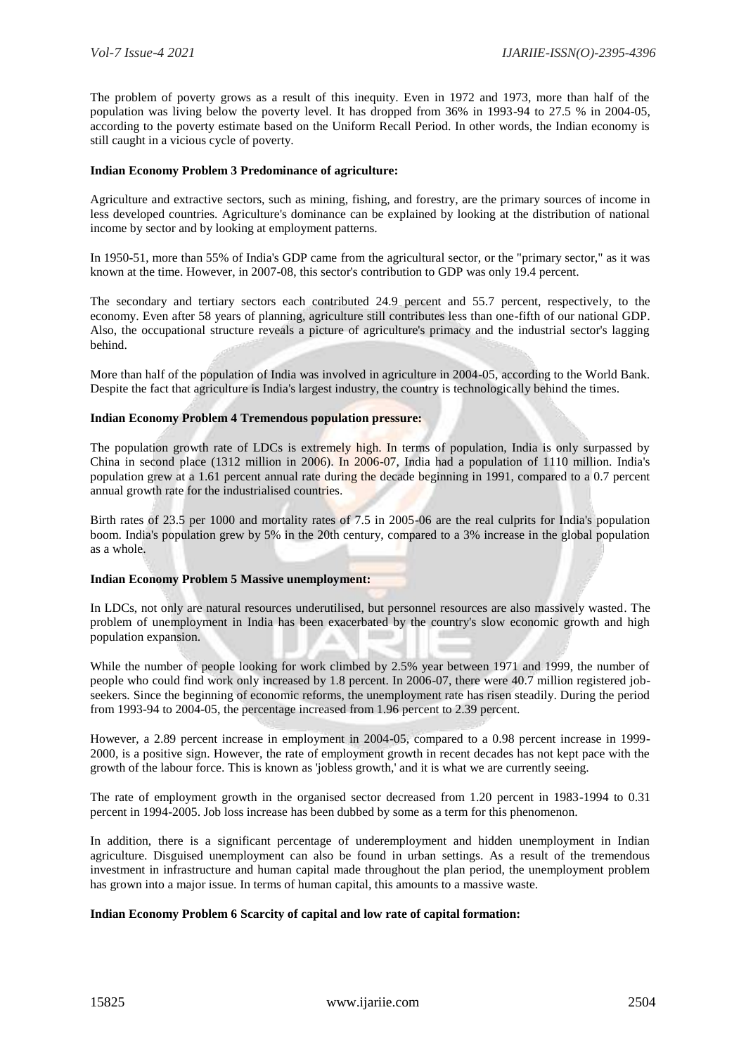The problem of poverty grows as a result of this inequity. Even in 1972 and 1973, more than half of the population was living below the poverty level. It has dropped from 36% in 1993-94 to 27.5 % in 2004-05, according to the poverty estimate based on the Uniform Recall Period. In other words, the Indian economy is still caught in a vicious cycle of poverty.

**Indian Economy Problem 3 Predominance of agriculture:**

Agriculture and extractive sectors, such as mining, fishing, and forestry, are the primary sources of income in less developed countries. Agriculture's dominance can be explained by looking at the distribution of national income by sector and by looking at employment patterns.

In 1950-51, more than 55% of India's GDP came from the agricultural sector, or the "primary sector," as it was known at the time. However, in 2007-08, this sector's contribution to GDP was only 19.4 percent.

The secondary and tertiary sectors each contributed 24.9 percent and 55.7 percent, respectively, to the economy. Even after 58 years of planning, agriculture still contributes less than one-fifth of our national GDP. Also, the occupational structure reveals a picture of agriculture's primacy and the industrial sector's lagging behind.

More than half of the population of India was involved in agriculture in 2004-05, according to the World Bank. Despite the fact that agriculture is India's largest industry, the country is technologically behind the times.

**Indian Economy Problem 4 Tremendous population pressure:**

The population growth rate of LDCs is extremely high. In terms of population, India is only surpassed by China in second place (1312 million in 2006). In 2006-07, India had a population of 1110 million. India's population grew at a 1.61 percent annual rate during the decade beginning in 1991, compared to a 0.7 percent annual growth rate for the industrialised countries.

Birth rates of 23.5 per 1000 and mortality rates of 7.5 in 2005-06 are the real culprits for India's population boom. India's population grew by 5% in the 20th century, compared to a 3% increase in the global population as a whole.

**Indian Economy Problem 5 Massive unemployment:**

In LDCs, not only are natural resources underutilised, but personnel resources are also massively wasted. The problem of unemployment in India has been exacerbated by the country's slow economic growth and high population expansion.

While the number of people looking for work climbed by 2.5% year between 1971 and 1999, the number of people who could find work only increased by 1.8 percent. In 2006-07, there were 40.7 million registered job-seekers. Since the beginning of economic reforms, the unemployment rate has risen steadily. During the period from 1993-94 to 2004-05, the percentage increased from 1.96 percent to 2.39 percent.

However, a 2.89 percent increase in employment in 2004-05, compared to a 0.98 percent increase in 1999-2000, is a positive sign. However, the rate of employment growth in recent decades has not kept pace with the growth of the labour force. This is known as 'jobless growth,' and it is what we are currently seeing.

The rate of employment growth in the organised sector decreased from 1.20 percent in 1983-1994 to 0.31 percent in 1994-2005. Job loss increase has been dubbed by some as a term for this phenomenon.

In addition, there is a significant percentage of underemployment and hidden unemployment in Indian agriculture. Disguised unemployment can also be found in urban settings. As a result of the tremendous investment in infrastructure and human capital made throughout the plan period, the unemployment problem has grown into a major issue. In terms of human capital, this amounts to a massive waste.

**Indian Economy Problem 6 Scarcity of capital and low rate of capital formation:**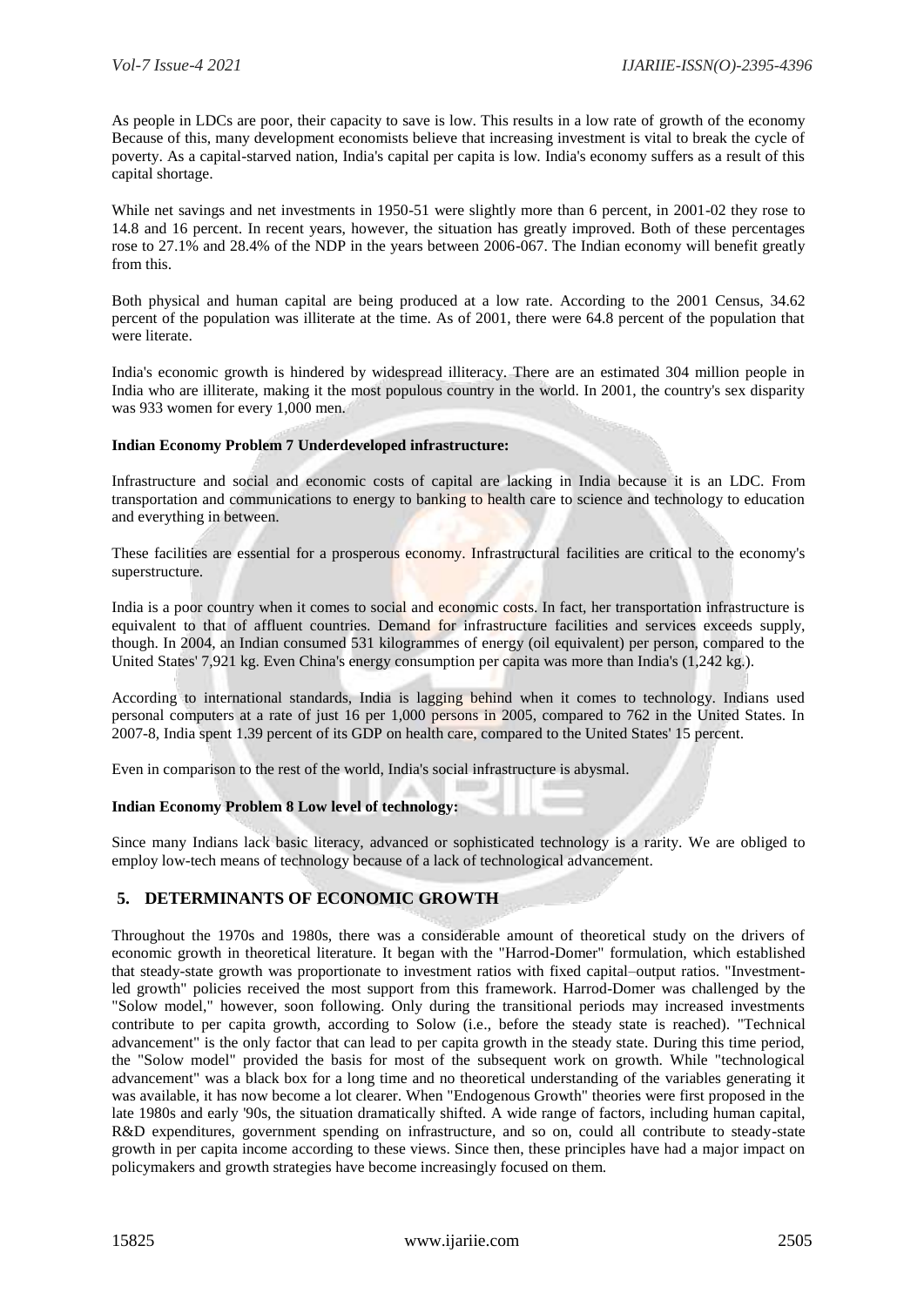As people in LDCs are poor, their capacity to save is low. This results in a low rate of growth of the economy Because of this, many development economists believe that increasing investment is vital to break the cycle of poverty. As a capital-starved nation, India's capital per capita is low. India's economy suffers as a result of this capital shortage.

While net savings and net investments in 1950-51 were slightly more than 6 percent, in 2001-02 they rose to 14.8 and 16 percent. In recent years, however, the situation has greatly improved. Both of these percentages rose to 27.1% and 28.4% of the NDP in the years between 2006-067. The Indian economy will benefit greatly from this.

Both physical and human capital are being produced at a low rate. According to the 2001 Census, 34.62 percent of the population was illiterate at the time. As of 2001, there were 64.8 percent of the population that were literate.

India's economic growth is hindered by widespread illiteracy. There are an estimated 304 million people in India who are illiterate, making it the most populous country in the world. In 2001, the country's sex disparity was 933 women for every 1,000 men.

**Indian Economy Problem 7 Underdeveloped infrastructure:**

Infrastructure and social and economic costs of capital are lacking in India because it is an LDC. From transportation and communications to energy to banking to health care to science and technology to education and everything in between.

These facilities are essential for a prosperous economy. Infrastructural facilities are critical to the economy's superstructure.

India is a poor country when it comes to social and economic costs. In fact, her transportation infrastructure is equivalent to that of affluent countries. Demand for infrastructure facilities and services exceeds supply, though. In 2004, an Indian consumed 531 kilogrammes of energy (oil equivalent) per person, compared to the United States' 7,921 kg. Even China's energy consumption per capita was more than India's (1,242 kg.).

According to international standards, India is lagging behind when it comes to technology. Indians used personal computers at a rate of just 16 per 1,000 persons in 2005, compared to 762 in the United States. In 2007-8, India spent 1.39 percent of its GDP on health care, compared to the United States' 15 percent.

Even in comparison to the rest of the world, India's social infrastructure is abysmal.

**Indian Economy Problem 8 Low level of technology:**

Since many Indians lack basic literacy, advanced or sophisticated technology is a rarity. We are obliged to employ low-tech means of technology because of a lack of technological advancement.

## 5. DETERMINANTS OF ECONOMIC GROWTH

Throughout the 1970s and 1980s, there was a considerable amount of theoretical study on the drivers of economic growth in theoretical literature. It began with the "Harrod-Domer" formulation, which established that steady-state growth was proportionate to investment ratios with fixed capital–output ratios. "Investment-led growth" policies received the most support from this framework. Harrod-Domer was challenged by the "Solow model," however, soon following. Only during the transitional periods may increased investments contribute to per capita growth, according to Solow (i.e., before the steady state is reached). "Technical advancement" is the only factor that can lead to per capita growth in the steady state. During this time period, the "Solow model" provided the basis for most of the subsequent work on growth. While "technological advancement" was a black box for a long time and no theoretical understanding of the variables generating it was available, it has now become a lot clearer. When "Endogenous Growth" theories were first proposed in the late 1980s and early '90s, the situation dramatically shifted. A wide range of factors, including human capital, R&D expenditures, government spending on infrastructure, and so on, could all contribute to steady-state growth in per capita income according to these views. Since then, these principles have had a major impact on policymakers and growth strategies have become increasingly focused on them.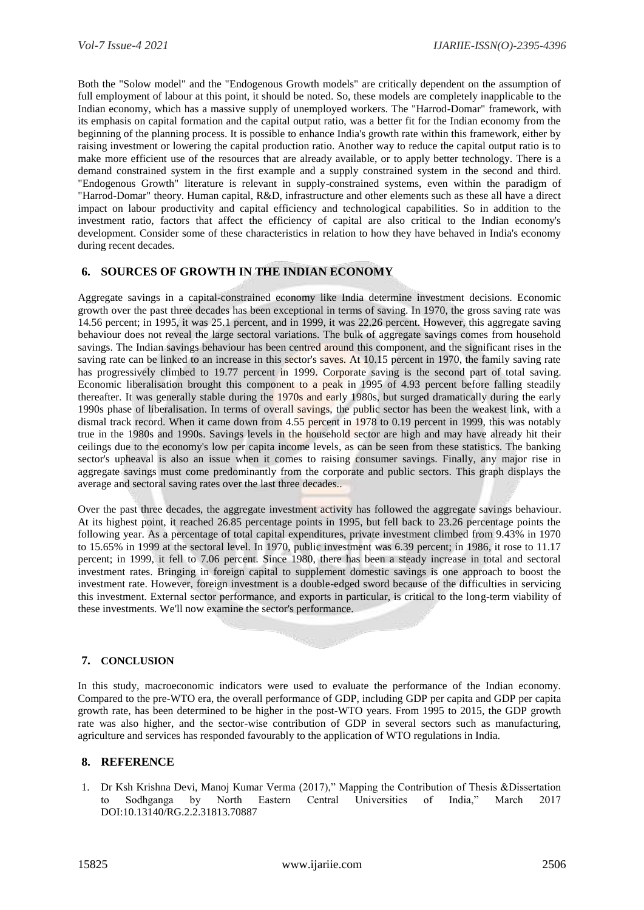Both the "Solow model" and the "Endogenous Growth models" are critically dependent on the assumption of full employment of labour at this point, it should be noted. So, these models are completely inapplicable to the Indian economy, which has a massive supply of unemployed workers. The "Harrod-Domar" framework, with its emphasis on capital formation and the capital output ratio, was a better fit for the Indian economy from the beginning of the planning process. It is possible to enhance India's growth rate within this framework, either by raising investment or lowering the capital production ratio. Another way to reduce the capital output ratio is to make more efficient use of the resources that are already available, or to apply better technology. There is a demand constrained system in the first example and a supply constrained system in the second and third. "Endogenous Growth" literature is relevant in supply-constrained systems, even within the paradigm of "Harrod-Domar" theory. Human capital, R&D, infrastructure and other elements such as these all have a direct impact on labour productivity and capital efficiency and technological capabilities. So in addition to the investment ratio, factors that affect the efficiency of capital are also critical to the Indian economy's development. Consider some of these characteristics in relation to how they have behaved in India's economy during recent decades.

## 6. SOURCES OF GROWTH IN THE INDIAN ECONOMY

Aggregate savings in a capital-constrained economy like India determine investment decisions. Economic growth over the past three decades has been exceptional in terms of saving. In 1970, the gross saving rate was 14.56 percent; in 1995, it was 25.1 percent, and in 1999, it was 22.26 percent. However, this aggregate saving behaviour does not reveal the large sectoral variations. The bulk of aggregate savings comes from household savings. The Indian savings behaviour has been centred around this component, and the significant rises in the saving rate can be linked to an increase in this sector's saves. At 10.15 percent in 1970, the family saving rate has progressively climbed to 19.77 percent in 1999. Corporate saving is the second part of total saving. Economic liberalisation brought this component to a peak in 1995 of 4.93 percent before falling steadily thereafter. It was generally stable during the 1970s and early 1980s, but surged dramatically during the early 1990s phase of liberalisation. In terms of overall savings, the public sector has been the weakest link, with a dismal track record. When it came down from 4.55 percent in 1978 to 0.19 percent in 1999, this was notably true in the 1980s and 1990s. Savings levels in the household sector are high and may have already hit their ceilings due to the economy's low per capita income levels, as can be seen from these statistics. The banking sector's upheaval is also an issue when it comes to raising consumer savings. Finally, any major rise in aggregate savings must come predominantly from the corporate and public sectors. This graph displays the average and sectoral saving rates over the last three decades..

Over the past three decades, the aggregate investment activity has followed the aggregate savings behaviour. At its highest point, it reached 26.85 percentage points in 1995, but fell back to 23.26 percentage points the following year. As a percentage of total capital expenditures, private investment climbed from 9.43% in 1970 to 15.65% in 1999 at the sectoral level. In 1970, public investment was 6.39 percent; in 1986, it rose to 11.17 percent; in 1999, it fell to 7.06 percent. Since 1980, there has been a steady increase in total and sectoral investment rates. Bringing in foreign capital to supplement domestic savings is one approach to boost the investment rate. However, foreign investment is a double-edged sword because of the difficulties in servicing this investment. External sector performance, and exports in particular, is critical to the long-term viability of these investments. We'll now examine the sector's performance.

## 7. CONCLUSION

In this study, macroeconomic indicators were used to evaluate the performance of the Indian economy. Compared to the pre-WTO era, the overall performance of GDP, including GDP per capita and GDP per capita growth rate, has been determined to be higher in the post-WTO years. From 1995 to 2015, the GDP growth rate was also higher, and the sector-wise contribution of GDP in several sectors such as manufacturing, agriculture and services has responded favourably to the application of WTO regulations in India.

## 8. REFERENCE

1. Dr Ksh Krishna Devi, Manoj Kumar Verma (2017)," Mapping the Contribution of Thesis &Dissertation to Sodhganga by North Eastern Central Universities of India," March 2017 DOI:10.13140/RG.2.2.31813.70887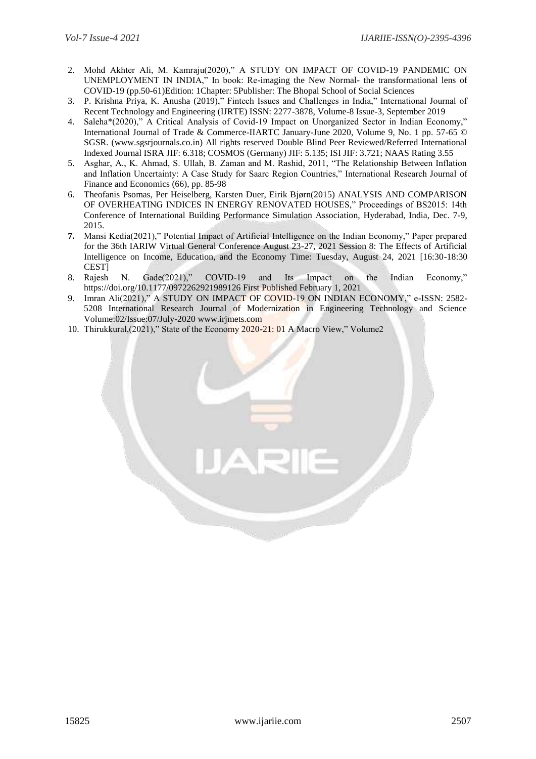2. Mohd Akhter Ali, M. Kamraju(2020)," A STUDY ON IMPACT OF COVID-19 PANDEMIC ON UNEMPLOYMENT IN INDIA," In book: Re-imaging the New Normal- the transformational lens of COVID-19 (pp.50-61)Edition: 1Chapter: 5Publisher: The Bhopal School of Social Sciences
3. P. Krishna Priya, K. Anusha (2019)," Fintech Issues and Challenges in India," International Journal of Recent Technology and Engineering (IJRTE) ISSN: 2277-3878, Volume-8 Issue-3, September 2019
4. Saleha*(2020)," A Critical Analysis of Covid-19 Impact on Unorganized Sector in Indian Economy," International Journal of Trade & Commerce-IIARTC January-June 2020, Volume 9, No. 1 pp. 57-65 © SGSR. (www.sgsrjournals.co.in) All rights reserved Double Blind Peer Reviewed/Referred International Indexed Journal ISRA JIF: 6.318; COSMOS (Germany) JIF: 5.135; ISI JIF: 3.721; NAAS Rating 3.55
5. Asghar, A., K. Ahmad, S. Ullah, B. Zaman and M. Rashid, 2011, "The Relationship Between Inflation and Inflation Uncertainty: A Case Study for Saarc Region Countries," International Research Journal of Finance and Economics (66), pp. 85-98
6. Theofanis Psomas, Per Heiselberg, Karsten Duer, Eirik Bjørn(2015) ANALYSIS AND COMPARISON OF OVERHEATING INDICES IN ENERGY RENOVATED HOUSES," Proceedings of BS2015: 14th Conference of International Building Performance Simulation Association, Hyderabad, India, Dec. 7-9, 2015.
7. Mansi Kedia(2021)," Potential Impact of Artificial Intelligence on the Indian Economy," Paper prepared for the 36th IARIW Virtual General Conference August 23-27, 2021 Session 8: The Effects of Artificial Intelligence on Income, Education, and the Economy Time: Tuesday, August 24, 2021 [16:30-18:30 CEST]
8. Rajesh N. Gade(2021)," COVID-19 and Its Impact on the Indian Economy," https://doi.org/10.1177/0972262921989126 First Published February 1, 2021
9. Imran Ali(2021)," A STUDY ON IMPACT OF COVID-19 ON INDIAN ECONOMY," e-ISSN: 2582-5208 International Research Journal of Modernization in Engineering Technology and Science Volume:02/Issue:07/July-2020 www.irjmets.com
10. Thirukkural,(2021)," State of the Economy 2020-21: 01 A Macro View," Volume2